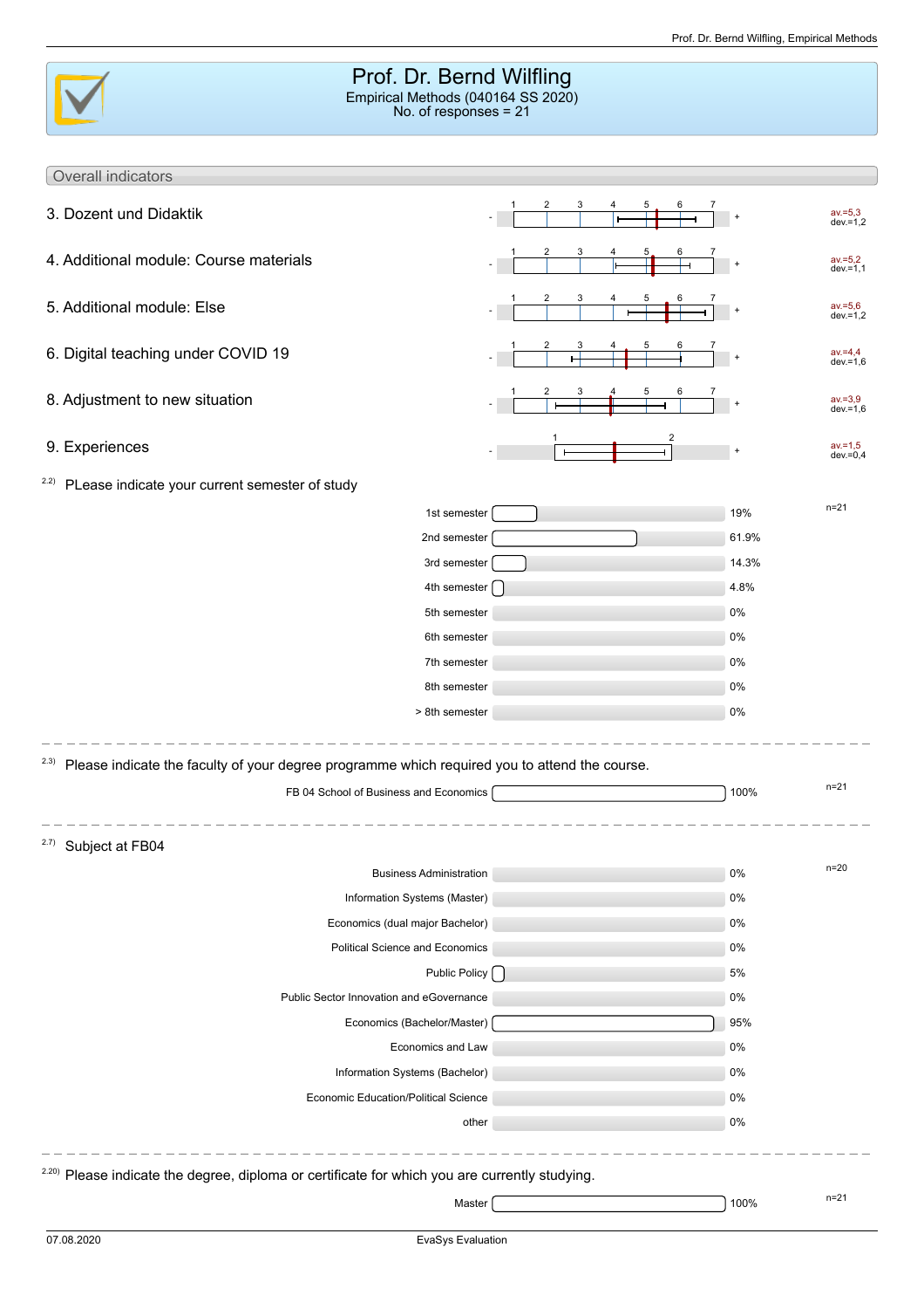# Prof. Dr. Bernd Wilfling

Empirical Methods (040164 SS 2020)
No. of responses = 21

## Overall indicators

| Indicator | Scale | Result |
|---|---|---|
| 3. Dozent und Didaktik | - 1 2 3 4 5 6 7 + | av.=5,3 dev.=1,2 |
| 4. Additional module: Course materials | - 1 2 3 4 5 6 7 + | av.=5,2 dev.=1,1 |
| 5. Additional module: Else | - 1 2 3 4 5 6 7 + | av.=5,6 dev.=1,2 |
| 6. Digital teaching under COVID 19 | - 1 2 3 4 5 6 7 + | av.=4,4 dev.=1,6 |
| 8. Adjustment to new situation | - 1 2 3 4 5 6 7 + | av.=3,9 dev.=1,6 |
| 9. Experiences | - 1 2 + | av.=1,5 dev.=0,4 |

### 2.2) PLease indicate your current semester of study

n=21

| Semester | Percentage |
|---|---|
| 1st semester | 19% |
| 2nd semester | 61.9% |
| 3rd semester | 14.3% |
| 4th semester | 4.8% |
| 5th semester | 0% |
| 6th semester | 0% |
| 7th semester | 0% |
| 8th semester | 0% |
| > 8th semester | 0% |

### 2.3) Please indicate the faculty of your degree programme which required you to attend the course.

n=21

| Faculty | Percentage |
|---|---|
| FB 04 School of Business and Economics | 100% |

### 2.7) Subject at FB04

n=20

| Subject | Percentage |
|---|---|
| Business Administration | 0% |
| Information Systems (Master) | 0% |
| Economics (dual major Bachelor) | 0% |
| Political Science and Economics | 0% |
| Public Policy | 5% |
| Public Sector Innovation and eGovernance | 0% |
| Economics (Bachelor/Master) | 95% |
| Economics and Law | 0% |
| Information Systems (Bachelor) | 0% |
| Economic Education/Political Science | 0% |
| other | 0% |

### 2.20) Please indicate the degree, diploma or certificate for which you are currently studying.

n=21

| Degree | Percentage |
|---|---|
| Master | 100% |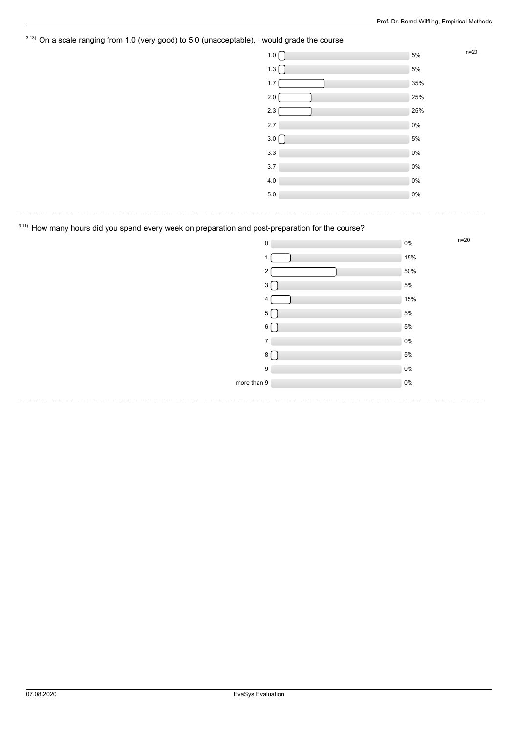3.13) On a scale ranging from 1.0 (very good) to 5.0 (unacceptable), I would grade the course

n=20

| Grade | Percentage |
| --- | --- |
| 1.0 | 5% |
| 1.3 | 5% |
| 1.7 | 35% |
| 2.0 | 25% |
| 2.3 | 25% |
| 2.7 | 0% |
| 3.0 | 5% |
| 3.3 | 0% |
| 3.7 | 0% |
| 4.0 | 0% |
| 5.0 | 0% |

3.11) How many hours did you spend every week on preparation and post-preparation for the course?

n=20

| Hours | Percentage |
| --- | --- |
| 0 | 0% |
| 1 | 15% |
| 2 | 50% |
| 3 | 5% |
| 4 | 15% |
| 5 | 5% |
| 6 | 5% |
| 7 | 0% |
| 8 | 5% |
| 9 | 0% |
| more than 9 | 0% |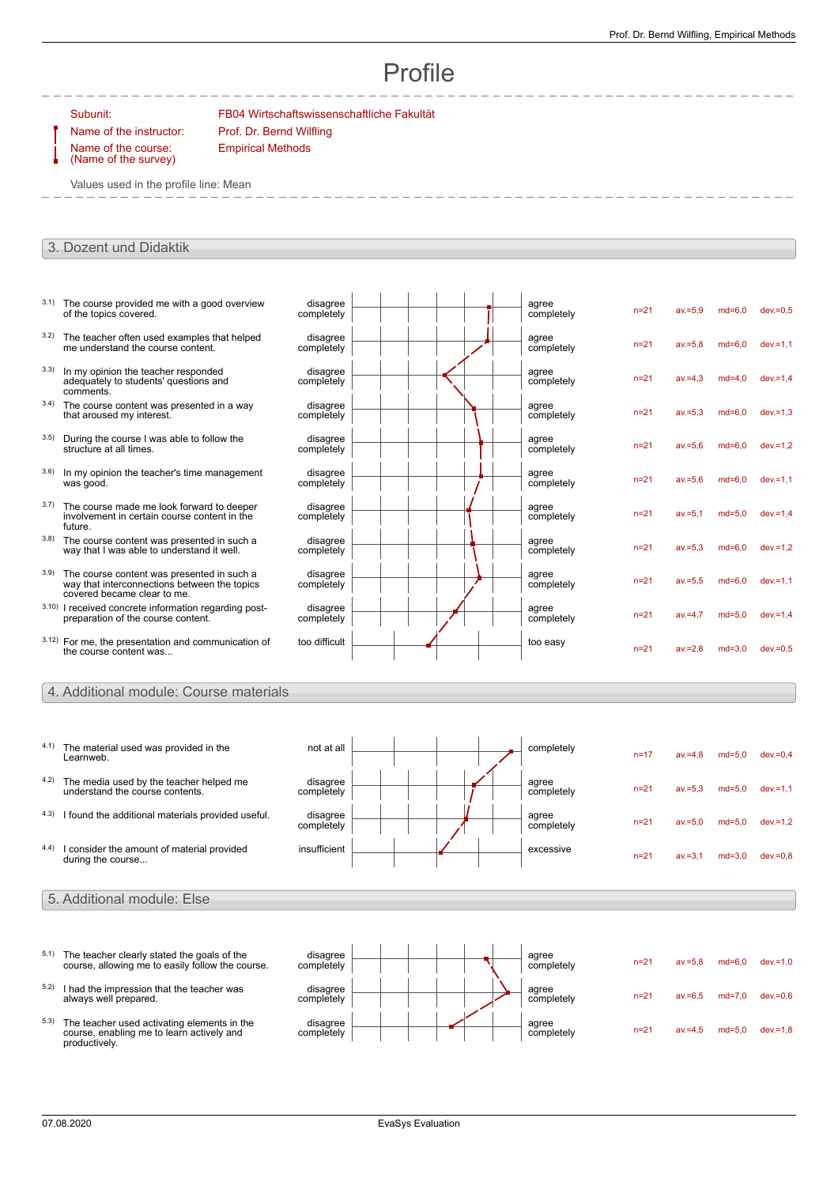# Profile

| | |
|---|---|
| Subunit: | FB04 Wirtschaftswissenschaftliche Fakultät |
| Name of the instructor: | Prof. Dr. Bernd Wilfling |
| Name of the course: (Name of the survey) | Empirical Methods |

Values used in the profile line: Mean

## 3. Dozent und Didaktik

| | Item | Left pole | Right pole | n | av. | md | dev. |
|---|---|---|---|---|---|---|---|
| 3.1) | The course provided me with a good overview of the topics covered. | disagree completely | agree completely | n=21 | av.=5,9 | md=6,0 | dev.=0,5 |
| 3.2) | The teacher often used examples that helped me understand the course content. | disagree completely | agree completely | n=21 | av.=5,8 | md=6,0 | dev.=1,1 |
| 3.3) | In my opinion the teacher responded adequately to students' questions and comments. | disagree completely | agree completely | n=21 | av.=4,3 | md=4,0 | dev.=1,4 |
| 3.4) | The course content was presented in a way that aroused my interest. | disagree completely | agree completely | n=21 | av.=5,3 | md=6,0 | dev.=1,3 |
| 3.5) | During the course I was able to follow the structure at all times. | disagree completely | agree completely | n=21 | av.=5,6 | md=6,0 | dev.=1,2 |
| 3.6) | In my opinion the teacher's time management was good. | disagree completely | agree completely | n=21 | av.=5,6 | md=6,0 | dev.=1,1 |
| 3.7) | The course made me look forward to deeper involvement in certain course content in the future. | disagree completely | agree completely | n=21 | av.=5,1 | md=5,0 | dev.=1,4 |
| 3.8) | The course content was presented in such a way that I was able to understand it well. | disagree completely | agree completely | n=21 | av.=5,3 | md=6,0 | dev.=1,2 |
| 3.9) | The course content was presented in such a way that interconnections between the topics covered became clear to me. | disagree completely | agree completely | n=21 | av.=5,5 | md=6,0 | dev.=1,1 |
| 3.10) | I received concrete information regarding post-preparation of the course content. | disagree completely | agree completely | n=21 | av.=4,7 | md=5,0 | dev.=1,4 |
| 3.12) | For me, the presentation and communication of the course content was... | too difficult | too easy | n=21 | av.=2,8 | md=3,0 | dev.=0,5 |

## 4. Additional module: Course materials

| | Item | Left pole | Right pole | n | av. | md | dev. |
|---|---|---|---|---|---|---|---|
| 4.1) | The material used was provided in the Learnweb. | not at all | completely | n=17 | av.=4,8 | md=5,0 | dev.=0,4 |
| 4.2) | The media used by the teacher helped me understand the course contents. | disagree completely | agree completely | n=21 | av.=5,3 | md=5,0 | dev.=1,1 |
| 4.3) | I found the additional materials provided useful. | disagree completely | agree completely | n=21 | av.=5,0 | md=5,0 | dev.=1,2 |
| 4.4) | I consider the amount of material provided during the course... | insufficient | excessive | n=21 | av.=3,1 | md=3,0 | dev.=0,8 |

## 5. Additional module: Else

| | Item | Left pole | Right pole | n | av. | md | dev. |
|---|---|---|---|---|---|---|---|
| 5.1) | The teacher clearly stated the goals of the course, allowing me to easily follow the course. | disagree completely | agree completely | n=21 | av.=5,8 | md=6,0 | dev.=1,0 |
| 5.2) | I had the impression that the teacher was always well prepared. | disagree completely | agree completely | n=21 | av.=6,5 | md=7,0 | dev.=0,6 |
| 5.3) | The teacher used activating elements in the course, enabling me to learn actively and productively. | disagree completely | agree completely | n=21 | av.=4,5 | md=5,0 | dev.=1,8 |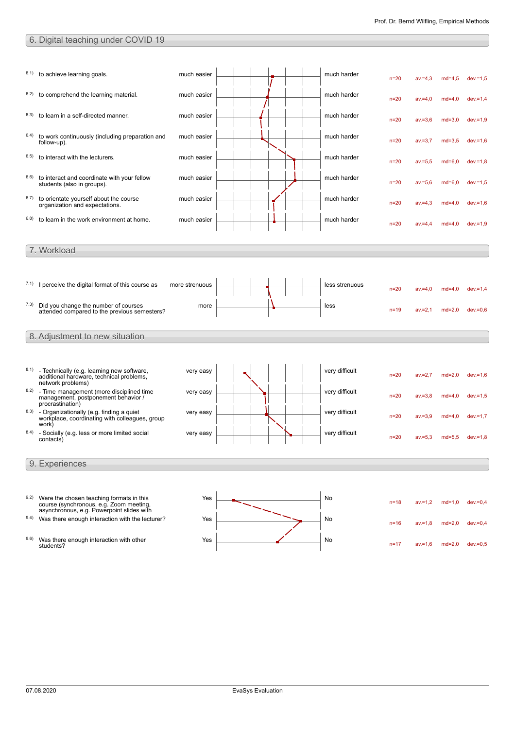## 6. Digital teaching under COVID 19

| | Item | Left pole | Right pole | n | av. | md | dev. |
|---|---|---|---|---|---|---|---|
| 6.1) | to achieve learning goals. | much easier | much harder | n=20 | av.=4,3 | md=4,5 | dev.=1,5 |
| 6.2) | to comprehend the learning material. | much easier | much harder | n=20 | av.=4,0 | md=4,0 | dev.=1,4 |
| 6.3) | to learn in a self-directed manner. | much easier | much harder | n=20 | av.=3,6 | md=3,0 | dev.=1,9 |
| 6.4) | to work continuously (including preparation and follow-up). | much easier | much harder | n=20 | av.=3,7 | md=3,5 | dev.=1,6 |
| 6.5) | to interact with the lecturers. | much easier | much harder | n=20 | av.=5,5 | md=6,0 | dev.=1,8 |
| 6.6) | to interact and coordinate with your fellow students (also in groups). | much easier | much harder | n=20 | av.=5,6 | md=6,0 | dev.=1,5 |
| 6.7) | to orientate yourself about the course organization and expectations. | much easier | much harder | n=20 | av.=4,3 | md=4,0 | dev.=1,6 |
| 6.8) | to learn in the work environment at home. | much easier | much harder | n=20 | av.=4,4 | md=4,0 | dev.=1,9 |

## 7. Workload

| | Item | Left pole | Right pole | n | av. | md | dev. |
|---|---|---|---|---|---|---|---|
| 7.1) | I perceive the digital format of this course as | more strenuous | less strenuous | n=20 | av.=4,0 | md=4,0 | dev.=1,4 |
| 7.3) | Did you change the number of courses attended compared to the previous semesters? | more | less | n=19 | av.=2,1 | md=2,0 | dev.=0,6 |

## 8. Adjustment to new situation

| | Item | Left pole | Right pole | n | av. | md | dev. |
|---|---|---|---|---|---|---|---|
| 8.1) | - Technically (e.g. learning new software, additional hardware, technical problems, network problems) | very easy | very difficult | n=20 | av.=2,7 | md=2,0 | dev.=1,6 |
| 8.2) | - Time management (more disciplined time management, postponement behavior / procrastination) | very easy | very difficult | n=20 | av.=3,8 | md=4,0 | dev.=1,5 |
| 8.3) | - Organizationally (e.g. finding a quiet workplace, coordinating with colleagues, group work) | very easy | very difficult | n=20 | av.=3,9 | md=4,0 | dev.=1,7 |
| 8.4) | - Socially (e.g. less or more limited social contacts) | very easy | very difficult | n=20 | av.=5,3 | md=5,5 | dev.=1,8 |

## 9. Experiences

| | Item | Left pole | Right pole | n | av. | md | dev. |
|---|---|---|---|---|---|---|---|
| 9.2) | Were the chosen teaching formats in this course (synchronous, e.g. Zoom meeting, asynchronous, e.g. Powerpoint slides with | Yes | No | n=18 | av.=1,2 | md=1,0 | dev.=0,4 |
| 9.4) | Was there enough interaction with the lecturer? | Yes | No | n=16 | av.=1,8 | md=2,0 | dev.=0,4 |
| 9.6) | Was there enough interaction with other students? | Yes | No | n=17 | av.=1,6 | md=2,0 | dev.=0,5 |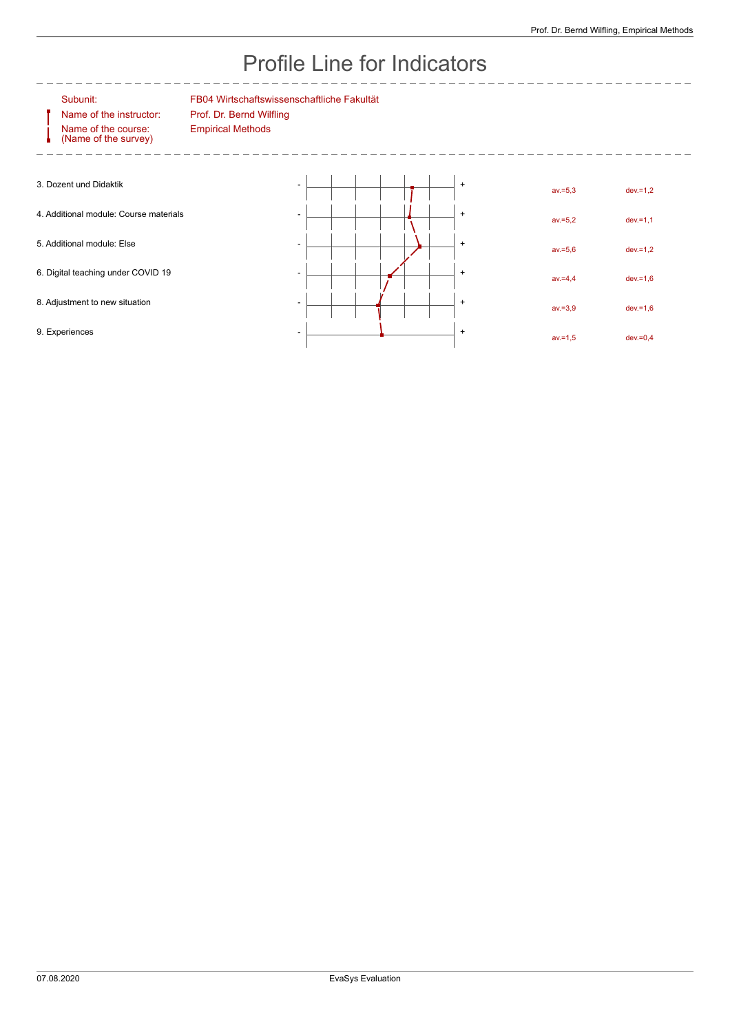# Profile Line for Indicators

Subunit: FB04 Wirtschaftswissenschaftliche Fakultät

Name of the instructor: Prof. Dr. Bernd Wilfling

Name of the course: (Name of the survey) Empirical Methods

3. Dozent und Didaktik - + av.=5,3 dev.=1,2

4. Additional module: Course materials - + av.=5,2 dev.=1,1

5. Additional module: Else - + av.=5,6 dev.=1,2

6. Digital teaching under COVID 19 - + av.=4,4 dev.=1,6

8. Adjustment to new situation - + av.=3,9 dev.=1,6

9. Experiences - + av.=1,5 dev.=0,4

07.08.2020 EvaSys Evaluation